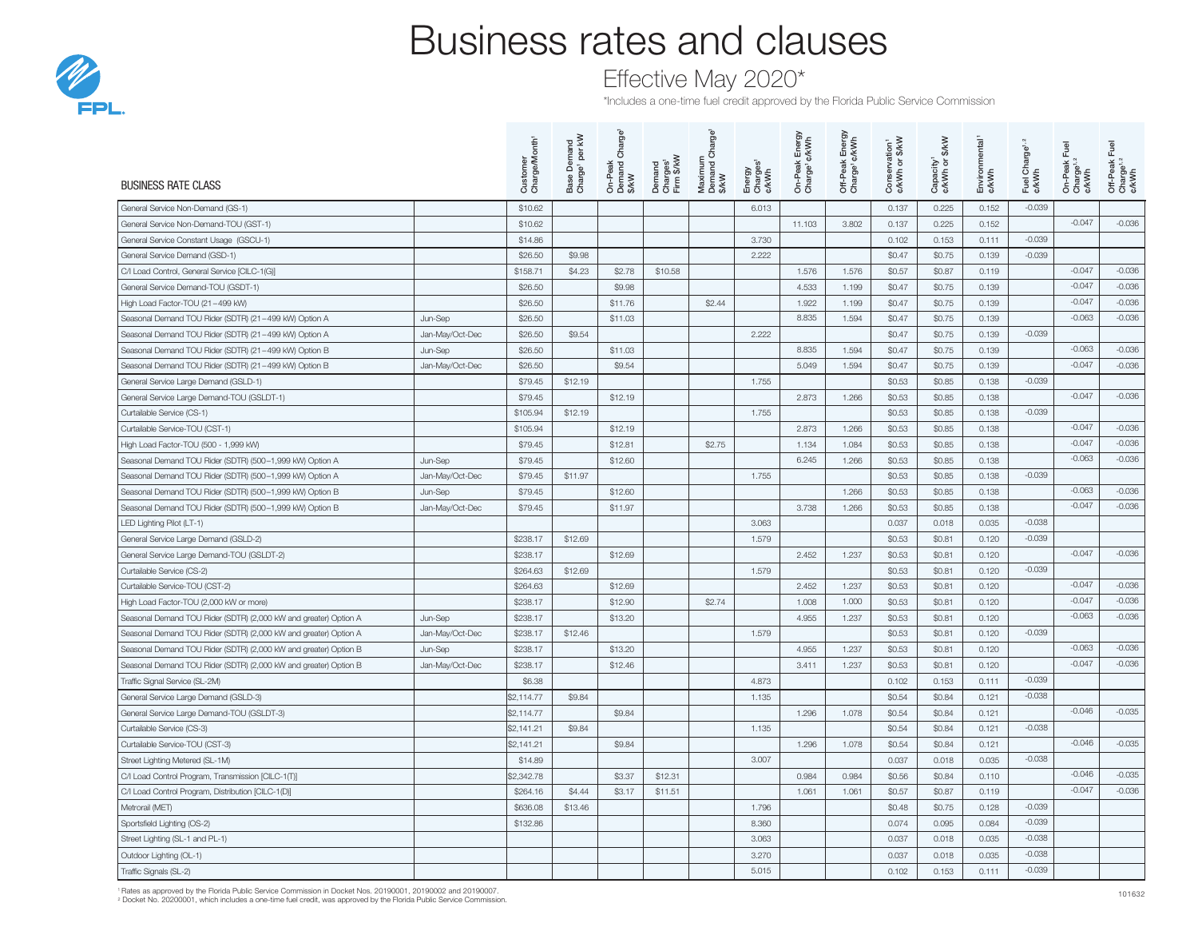# Business rates and clauses

## Effective May 2020*

*Includes a one-time fuel credit approved by the Florida Public Service Commission

| BUSINESS RATE CLASS | | Customer Charge/Month[1] | Base Demand Charge[1] per kW | On-Peak Demand Charge[1] $/kW | Demand Charges[1] Firm $/kW | Maximum Demand Charge[1] $/kW | Energy Charges[1] ¢/kWh | On-Peak Energy Charge[1] ¢/kWh | Off-Peak Energy Charge[1] ¢/kWh | Conservation[1] ¢/kWh or $/kW | Capacity[1] ¢/kWh or $/kW | Environmental[1] ¢/kWh | Fuel Charge[1,2] ¢/kWh | On-Peak Fuel Charge[1,2] ¢/kWh | Off-Peak Fuel Charge[1,2] ¢/kWh |
|---|---|---|---|---|---|---|---|---|---|---|---|---|---|---|---|
| General Service Non-Demand (GS-1) | | $10.62 | | | | | 6.013 | | | 0.137 | 0.225 | 0.152 | -0.039 | | |
| General Service Non-Demand-TOU (GST-1) | | $10.62 | | | | | | 11.103 | 3.802 | 0.137 | 0.225 | 0.152 | | -0.047 | -0.036 |
| General Service Constant Usage (GSCU-1) | | $14.86 | | | | | 3.730 | | | 0.102 | 0.153 | 0.111 | -0.039 | | |
| General Service Demand (GSD-1) | | $26.50 | $9.98 | | | | 2.222 | | | $0.47 | $0.75 | 0.139 | -0.039 | | |
| C/I Load Control, General Service [CILC-1(G)] | | $158.71 | $4.23 | $2.78 | $10.58 | | | 1.576 | 1.576 | $0.57 | $0.87 | 0.119 | | -0.047 | -0.036 |
| General Service Demand-TOU (GSDT-1) | | $26.50 | | $9.98 | | | | 4.533 | 1.199 | $0.47 | $0.75 | 0.139 | | -0.047 | -0.036 |
| High Load Factor-TOU (21–499 kW) | | $26.50 | | $11.76 | | $2.44 | | 1.922 | 1.199 | $0.47 | $0.75 | 0.139 | | -0.047 | -0.036 |
| Seasonal Demand TOU Rider (SDTR) (21–499 kW) Option A | Jun-Sep | $26.50 | | $11.03 | | | | 8.835 | 1.594 | $0.47 | $0.75 | 0.139 | | -0.063 | -0.036 |
| Seasonal Demand TOU Rider (SDTR) (21–499 kW) Option A | Jan-May/Oct-Dec | $26.50 | $9.54 | | | | 2.222 | | | $0.47 | $0.75 | 0.139 | -0.039 | | |
| Seasonal Demand TOU Rider (SDTR) (21–499 kW) Option B | Jun-Sep | $26.50 | | $11.03 | | | | 8.835 | 1.594 | $0.47 | $0.75 | 0.139 | | -0.063 | -0.036 |
| Seasonal Demand TOU Rider (SDTR) (21–499 kW) Option B | Jan-May/Oct-Dec | $26.50 | | $9.54 | | | | 5.049 | 1.594 | $0.47 | $0.75 | 0.139 | | -0.047 | -0.036 |
| General Service Large Demand (GSLD-1) | | $79.45 | $12.19 | | | | 1.755 | | | $0.53 | $0.85 | 0.138 | -0.039 | | |
| General Service Large Demand-TOU (GSLDT-1) | | $79.45 | | $12.19 | | | | 2.873 | 1.266 | $0.53 | $0.85 | 0.138 | | -0.047 | -0.036 |
| Curtailable Service (CS-1) | | $105.94 | $12.19 | | | | 1.755 | | | $0.53 | $0.85 | 0.138 | -0.039 | | |
| Curtailable Service-TOU (CST-1) | | $105.94 | | $12.19 | | | | 2.873 | 1.266 | $0.53 | $0.85 | 0.138 | | -0.047 | -0.036 |
| High Load Factor-TOU (500 - 1,999 kW) | | $79.45 | | $12.81 | | $2.75 | | 1.134 | 1.084 | $0.53 | $0.85 | 0.138 | | -0.047 | -0.036 |
| Seasonal Demand TOU Rider (SDTR) (500–1,999 kW) Option A | Jun-Sep | $79.45 | | $12.60 | | | | 6.245 | 1.266 | $0.53 | $0.85 | 0.138 | | -0.063 | -0.036 |
| Seasonal Demand TOU Rider (SDTR) (500–1,999 kW) Option A | Jan-May/Oct-Dec | $79.45 | $11.97 | | | | 1.755 | | | $0.53 | $0.85 | 0.138 | -0.039 | | |
| Seasonal Demand TOU Rider (SDTR) (500–1,999 kW) Option B | Jun-Sep | $79.45 | | $12.60 | | | | | 1.266 | $0.53 | $0.85 | 0.138 | | -0.063 | -0.036 |
| Seasonal Demand TOU Rider (SDTR) (500–1,999 kW) Option B | Jan-May/Oct-Dec | $79.45 | | $11.97 | | | | 3.738 | 1.266 | $0.53 | $0.85 | 0.138 | | -0.047 | -0.036 |
| LED Lighting Pilot (LT-1) | | | | | | | 3.063 | | | 0.037 | 0.018 | 0.035 | -0.038 | | |
| General Service Large Demand (GSLD-2) | | $238.17 | $12.69 | | | | 1.579 | | | $0.53 | $0.81 | 0.120 | -0.039 | | |
| General Service Large Demand-TOU (GSLDT-2) | | $238.17 | | $12.69 | | | | 2.452 | 1.237 | $0.53 | $0.81 | 0.120 | | -0.047 | -0.036 |
| Curtailable Service (CS-2) | | $264.63 | $12.69 | | | | 1.579 | | | $0.53 | $0.81 | 0.120 | -0.039 | | |
| Curtailable Service-TOU (CST-2) | | $264.63 | | $12.69 | | | | 2.452 | 1.237 | $0.53 | $0.81 | 0.120 | | -0.047 | -0.036 |
| High Load Factor-TOU (2,000 kW or more) | | $238.17 | | $12.90 | | $2.74 | | 1.008 | 1.000 | $0.53 | $0.81 | 0.120 | | -0.047 | -0.036 |
| Seasonal Demand TOU Rider (SDTR) (2,000 kW and greater) Option A | Jun-Sep | $238.17 | | $13.20 | | | | 4.955 | 1.237 | $0.53 | $0.81 | 0.120 | | -0.063 | -0.036 |
| Seasonal Demand TOU Rider (SDTR) (2,000 kW and greater) Option A | Jan-May/Oct-Dec | $238.17 | $12.46 | | | | 1.579 | | | $0.53 | $0.81 | 0.120 | -0.039 | | |
| Seasonal Demand TOU Rider (SDTR) (2,000 kW and greater) Option B | Jun-Sep | $238.17 | | $13.20 | | | | 4.955 | 1.237 | $0.53 | $0.81 | 0.120 | | -0.063 | -0.036 |
| Seasonal Demand TOU Rider (SDTR) (2,000 kW and greater) Option B | Jan-May/Oct-Dec | $238.17 | | $12.46 | | | | 3.411 | 1.237 | $0.53 | $0.81 | 0.120 | | -0.047 | -0.036 |
| Traffic Signal Service (SL-2M) | | $6.38 | | | | | 4.873 | | | 0.102 | 0.153 | 0.111 | -0.039 | | |
| General Service Large Demand (GSLD-3) | | $2,114.77 | $9.84 | | | | 1.135 | | | $0.54 | $0.84 | 0.121 | -0.038 | | |
| General Service Large Demand-TOU (GSLDT-3) | | $2,114.77 | | $9.84 | | | | 1.296 | 1.078 | $0.54 | $0.84 | 0.121 | | -0.046 | -0.035 |
| Curtailable Service (CS-3) | | $2,141.21 | $9.84 | | | | 1.135 | | | $0.54 | $0.84 | 0.121 | -0.038 | | |
| Curtailable Service-TOU (CST-3) | | $2,141.21 | | $9.84 | | | | 1.296 | 1.078 | $0.54 | $0.84 | 0.121 | | -0.046 | -0.035 |
| Street Lighting Metered (SL-1M) | | $14.89 | | | | | 3.007 | | | 0.037 | 0.018 | 0.035 | -0.038 | | |
| C/I Load Control Program, Transmission [CILC-1(T)] | | $2,342.78 | | $3.37 | $12.31 | | | 0.984 | 0.984 | $0.56 | $0.84 | 0.110 | | -0.046 | -0.035 |
| C/I Load Control Program, Distribution [CILC-1(D)] | | $264.16 | $4.44 | $3.17 | $11.51 | | | 1.061 | 1.061 | $0.57 | $0.87 | 0.119 | | -0.047 | -0.036 |
| Metrorail (MET) | | $636.08 | $13.46 | | | | 1.796 | | | $0.48 | $0.75 | 0.128 | -0.039 | | |
| Sportsfield Lighting (OS-2) | | $132.86 | | | | | 8.360 | | | 0.074 | 0.095 | 0.084 | -0.039 | | |
| Street Lighting (SL-1 and PL-1) | | | | | | | 3.063 | | | 0.037 | 0.018 | 0.035 | -0.038 | | |
| Outdoor Lighting (OL-1) | | | | | | | 3.270 | | | 0.037 | 0.018 | 0.035 | -0.038 | | |
| Traffic Signals (SL-2) | | | | | | | 5.015 | | | 0.102 | 0.153 | 0.111 | -0.039 | | |

[1] Rates as approved by the Florida Public Service Commission in Docket Nos. 20190001, 20190002 and 20190007.
[2] Docket No. 20200001, which includes a one-time fuel credit, was approved by the Florida Public Service Commission.

101632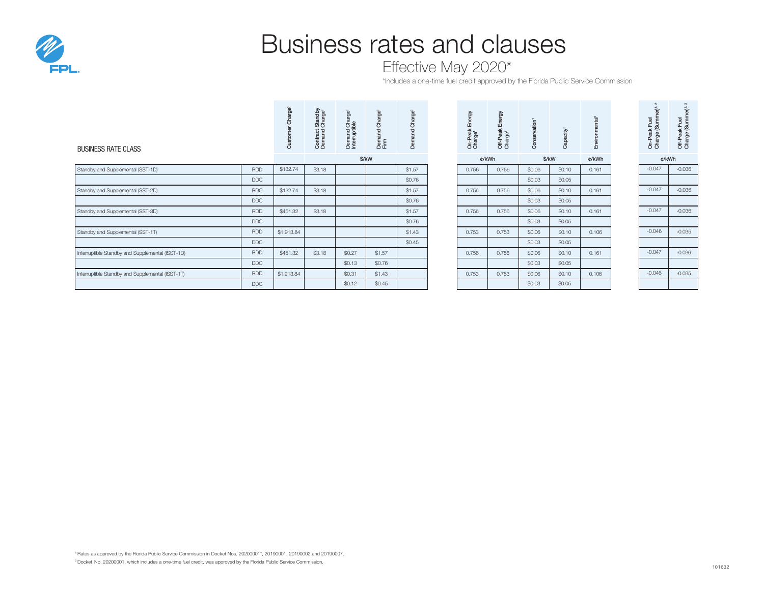# Business rates and clauses

## Effective May 2020*

*Includes a one-time fuel credit approved by the Florida Public Service Commission

| BUSINESS RATE CLASS | | Customer Charge[1] | Contract Standby Demand Charge[1] | Demand Charge[1] Interruptible | Demand Charge[1] Firm | Demand Charge[1] | On-Peak Energy Charge[1] | Off-Peak Energy Charge[1] | Conservation[1] | Capacity[1] | Environmental[1] | On-Peak Fuel Charge (Summer)[1, 2] | Off-Peak Fuel Charge (Summer)[1, 2] |
|---|---|---|---|---|---|---|---|---|---|---|---|---|---|
| | | | $/kW | | | | ¢/kWh | | $/kW | | ¢/kWh | ¢/kWh | |
| Standby and Supplemental (SST-1D) | RDD | $132.74 | $3.18 | | | $1.57 | 0.756 | 0.756 | $0.06 | $0.10 | 0.161 | -0.047 | -0.036 |
| | DDC | | | | | $0.76 | | | $0.03 | $0.05 | | | |
| Standby and Supplemental (SST-2D) | RDC | $132.74 | $3.18 | | | $1.57 | 0.756 | 0.756 | $0.06 | $0.10 | 0.161 | -0.047 | -0.036 |
| | DDC | | | | | $0.76 | | | $0.03 | $0.05 | | | |
| Standby and Supplemental (SST-3D) | RDD | $451.32 | $3.18 | | | $1.57 | 0.756 | 0.756 | $0.06 | $0.10 | 0.161 | -0.047 | -0.036 |
| | DDC | | | | | $0.76 | | | $0.03 | $0.05 | | | |
| Standby and Supplemental (SST-1T) | RDD | $1,913.84 | | | | $1.43 | 0.753 | 0.753 | $0.06 | $0.10 | 0.106 | -0.046 | -0.035 |
| | DDC | | | | | $0.45 | | | $0.03 | $0.05 | | | |
| Interruptible Standby and Supplemental (ISST-1D) | RDD | $451.32 | $3.18 | $0.27 | $1.57 | | 0.756 | 0.756 | $0.06 | $0.10 | 0.161 | -0.047 | -0.036 |
| | DDC | | | $0.13 | $0.76 | | | | $0.03 | $0.05 | | | |
| Interruptible Standby and Supplemental (ISST-1T) | RDD | $1,913.84 | | $0.31 | $1.43 | | 0.753 | 0.753 | $0.06 | $0.10 | 0.106 | -0.046 | -0.035 |
| | DDC | | | $0.12 | $0.45 | | | | $0.03 | $0.05 | | | |

[1] Rates as approved by the Florida Public Service Commission in Docket Nos. 20200001*, 20190001, 20190002 and 20190007.

[2] Docket No. 20200001, which includes a one-time fuel credit, was approved by the Florida Public Service Commission.

101632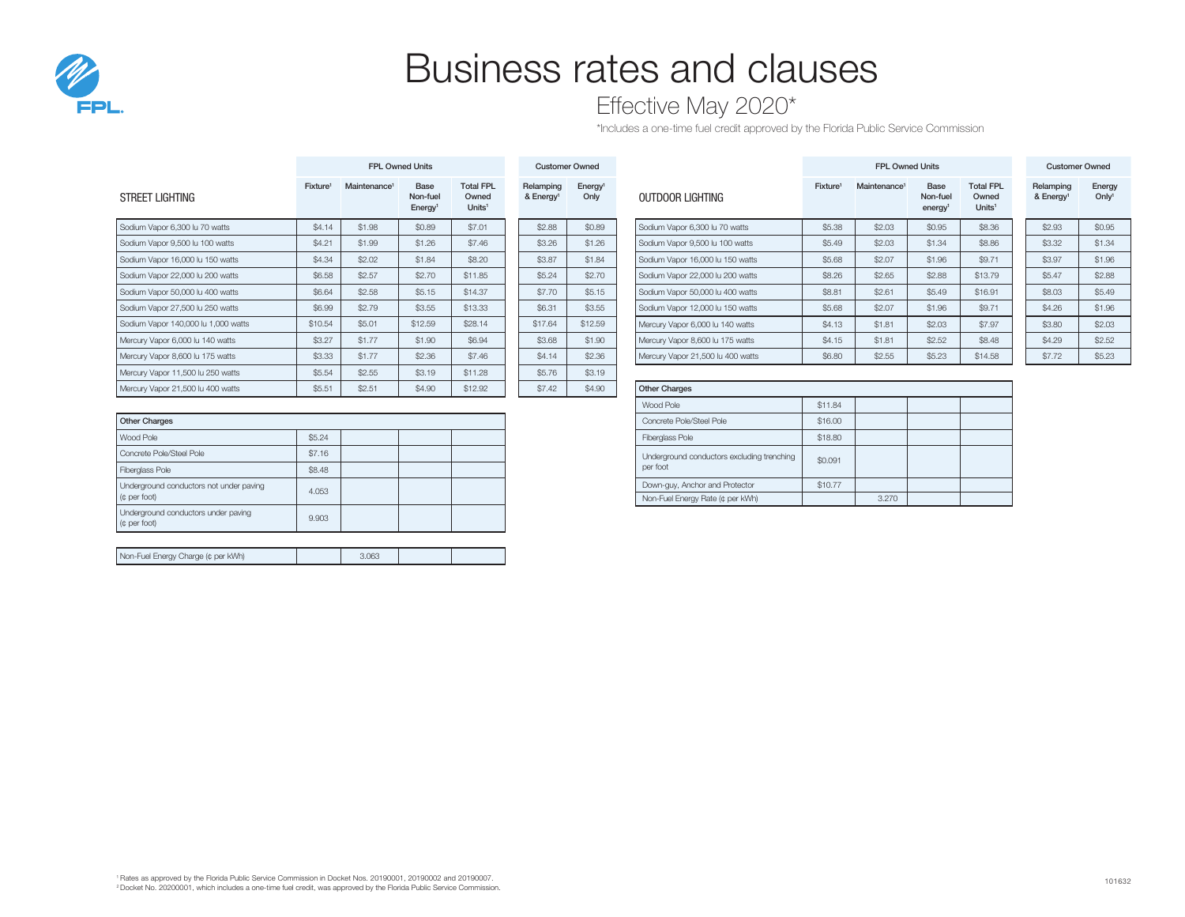# Business rates and clauses

## Effective May 2020*

*Includes a one-time fuel credit approved by the Florida Public Service Commission

| STREET LIGHTING | FPL Owned Units | | | | Customer Owned | |
|---|---|---|---|---|---|---|
| | Fixture[1] | Maintenance[1] | Base Non-fuel Energy[1] | Total FPL Owned Units[1] | Relamping & Energy[1] | Energy[1] Only |
| Sodium Vapor 6,300 lu 70 watts | $4.14 | $1.98 | $0.89 | $7.01 | $2.88 | $0.89 |
| Sodium Vapor 9,500 lu 100 watts | $4.21 | $1.99 | $1.26 | $7.46 | $3.26 | $1.26 |
| Sodium Vapor 16,000 lu 150 watts | $4.34 | $2.02 | $1.84 | $8.20 | $3.87 | $1.84 |
| Sodium Vapor 22,000 lu 200 watts | $6.58 | $2.57 | $2.70 | $11.85 | $5.24 | $2.70 |
| Sodium Vapor 50,000 lu 400 watts | $6.64 | $2.58 | $5.15 | $14.37 | $7.70 | $5.15 |
| Sodium Vapor 27,500 lu 250 watts | $6.99 | $2.79 | $3.55 | $13.33 | $6.31 | $3.55 |
| Sodium Vapor 140,000 lu 1,000 watts | $10.54 | $5.01 | $12.59 | $28.14 | $17.64 | $12.59 |
| Mercury Vapor 6,000 lu 140 watts | $3.27 | $1.77 | $1.90 | $6.94 | $3.68 | $1.90 |
| Mercury Vapor 8,600 lu 175 watts | $3.33 | $1.77 | $2.36 | $7.46 | $4.14 | $2.36 |
| Mercury Vapor 11,500 lu 250 watts | $5.54 | $2.55 | $3.19 | $11.28 | $5.76 | $3.19 |
| Mercury Vapor 21,500 lu 400 watts | $5.51 | $2.51 | $4.90 | $12.92 | $7.42 | $4.90 |

| Other Charges | | | | |
|---|---|---|---|---|
| Wood Pole | $5.24 | | | |
| Concrete Pole/Steel Pole | $7.16 | | | |
| Fiberglass Pole | $8.48 | | | |
| Underground conductors not under paving (¢ per foot) | 4.053 | | | |
| Underground conductors under paving (¢ per foot) | 9.903 | | | |

| | | | | |
|---|---|---|---|---|
| Non-Fuel Energy Charge (¢ per kWh) | | 3.063 | | |

| OUTDOOR LIGHTING | FPL Owned Units | | | | Customer Owned | |
|---|---|---|---|---|---|---|
| | Fixture[1] | Maintenance[1] | Base Non-fuel energy[1] | Total FPL Owned Units[1] | Relamping & Energy[1] | Energy Only[1] |
| Sodium Vapor 6,300 lu 70 watts | $5.38 | $2.03 | $0.95 | $8.36 | $2.93 | $0.95 |
| Sodium Vapor 9,500 lu 100 watts | $5.49 | $2.03 | $1.34 | $8.86 | $3.32 | $1.34 |
| Sodium Vapor 16,000 lu 150 watts | $5.68 | $2.07 | $1.96 | $9.71 | $3.97 | $1.96 |
| Sodium Vapor 22,000 lu 200 watts | $8.26 | $2.65 | $2.88 | $13.79 | $5.47 | $2.88 |
| Sodium Vapor 50,000 lu 400 watts | $8.81 | $2.61 | $5.49 | $16.91 | $8.03 | $5.49 |
| Sodium Vapor 12,000 lu 150 watts | $5.68 | $2.07 | $1.96 | $9.71 | $4.26 | $1.96 |
| Mercury Vapor 6,000 lu 140 watts | $4.13 | $1.81 | $2.03 | $7.97 | $3.80 | $2.03 |
| Mercury Vapor 8,600 lu 175 watts | $4.15 | $1.81 | $2.52 | $8.48 | $4.29 | $2.52 |
| Mercury Vapor 21,500 lu 400 watts | $6.80 | $2.55 | $5.23 | $14.58 | $7.72 | $5.23 |

| Other Charges | | | | |
|---|---|---|---|---|
| Wood Pole | $11.84 | | | |
| Concrete Pole/Steel Pole | $16.00 | | | |
| Fiberglass Pole | $18.80 | | | |
| Underground conductors excluding trenching per foot | $0.091 | | | |
| Down-guy, Anchor and Protector | $10.77 | | | |
| Non-Fuel Energy Rate (¢ per kWh) | | 3.270 | | |

[1] Rates as approved by the Florida Public Service Commission in Docket Nos. 20190001, 20190002 and 20190007.
[2] Docket No. 20200001, which includes a one-time fuel credit, was approved by the Florida Public Service Commission.

101632